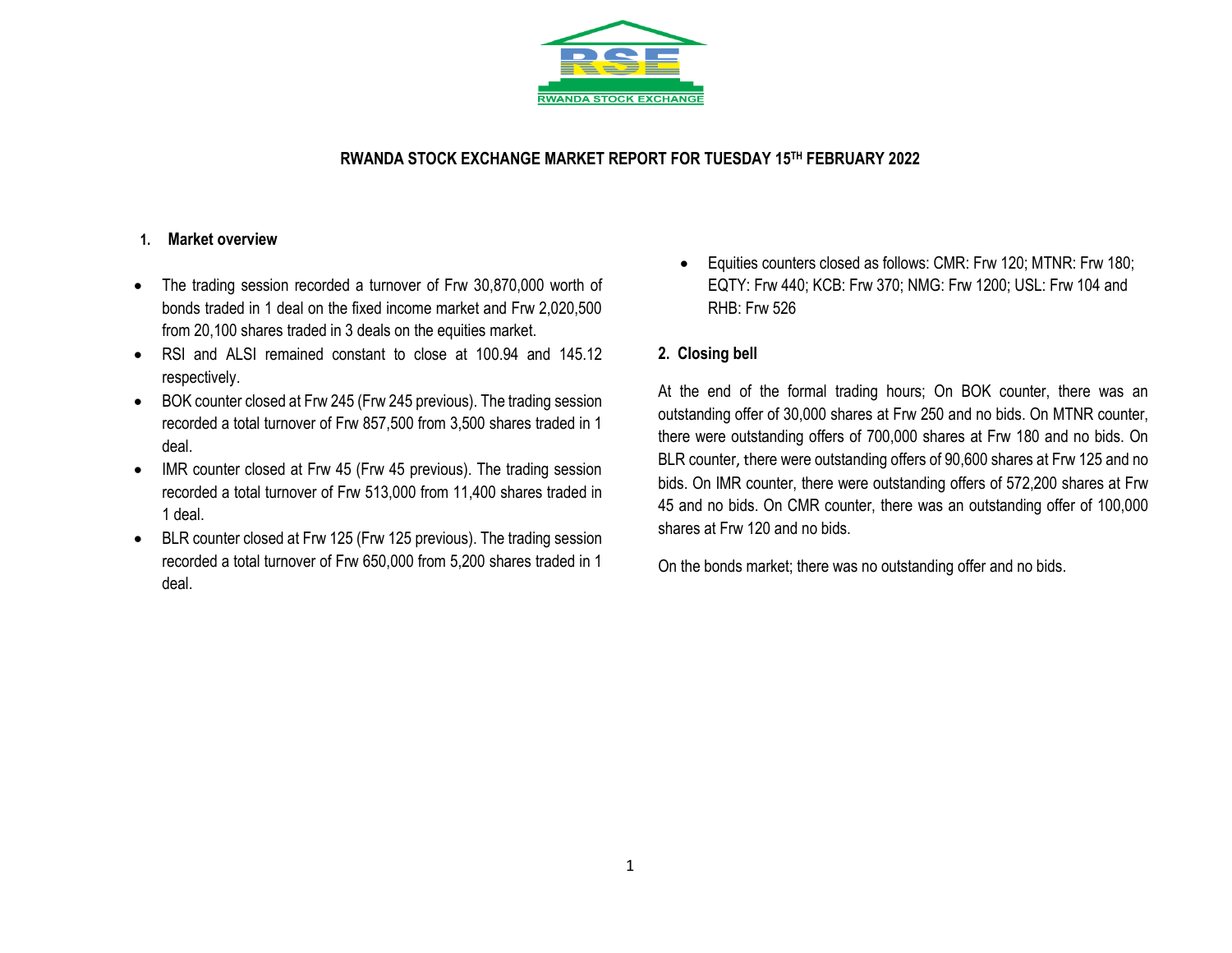RWANDA STOCK EXCHANGE

# RWANDA STOCK EXCHANGE MARKET REPORT FOR TUESDAY 15TH FEBRUARY 2022

## 1. Market overview

- The trading session recorded a turnover of Frw 30,870,000 worth of bonds traded in 1 deal on the fixed income market and Frw 2,020,500 from 20,100 shares traded in 3 deals on the equities market.
- RSI and ALSI remained constant to close at 100.94 and 145.12 respectively.
- BOK counter closed at Frw 245 (Frw 245 previous). The trading session recorded a total turnover of Frw 857,500 from 3,500 shares traded in 1 deal.
- IMR counter closed at Frw 45 (Frw 45 previous). The trading session recorded a total turnover of Frw 513,000 from 11,400 shares traded in 1 deal.
- BLR counter closed at Frw 125 (Frw 125 previous). The trading session recorded a total turnover of Frw 650,000 from 5,200 shares traded in 1 deal.
- Equities counters closed as follows: CMR: Frw 120; MTNR: Frw 180; EQTY: Frw 440; KCB: Frw 370; NMG: Frw 1200; USL: Frw 104 and RHB: Frw 526

## 2. Closing bell

At the end of the formal trading hours; On BOK counter, there was an outstanding offer of 30,000 shares at Frw 250 and no bids. On MTNR counter, there were outstanding offers of 700,000 shares at Frw 180 and no bids. On BLR counter, there were outstanding offers of 90,600 shares at Frw 125 and no bids. On IMR counter, there were outstanding offers of 572,200 shares at Frw 45 and no bids. On CMR counter, there was an outstanding offer of 100,000 shares at Frw 120 and no bids.

On the bonds market; there was no outstanding offer and no bids.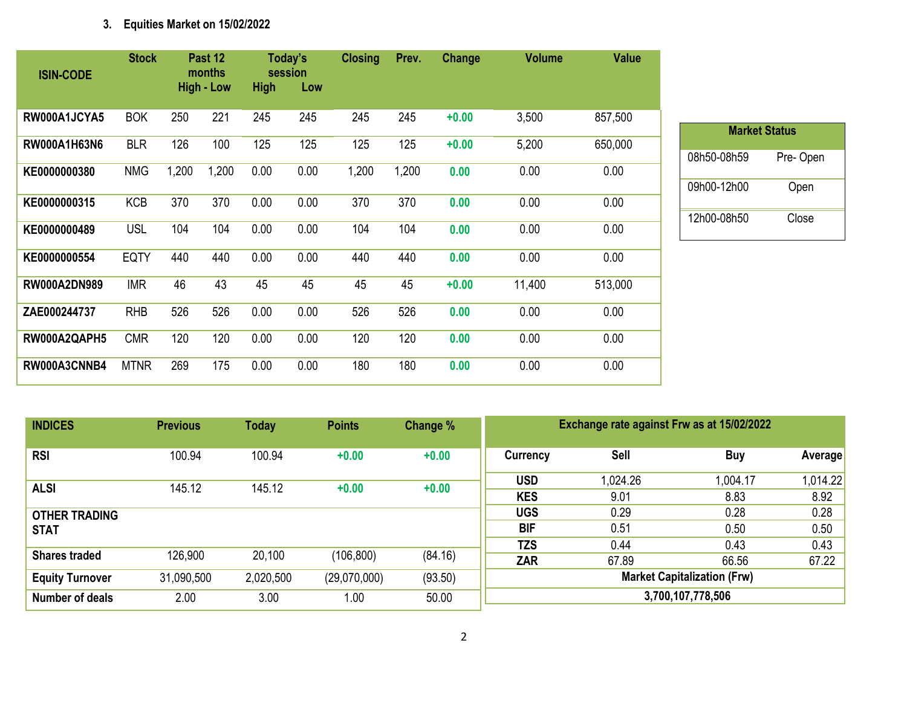### 3. Equities Market on 15/02/2022

| ISIN-CODE | Stock | Past 12 months High | Past 12 months Low | Today's session High | Today's session Low | Closing | Prev. | Change | Volume | Value |
|---|---|---|---|---|---|---|---|---|---|---|
| RW000A1JCYA5 | BOK | 250 | 221 | 245 | 245 | 245 | 245 | +0.00 | 3,500 | 857,500 |
| RW000A1H63N6 | BLR | 126 | 100 | 125 | 125 | 125 | 125 | +0.00 | 5,200 | 650,000 |
| KE0000000380 | NMG | 1,200 | 1,200 | 0.00 | 0.00 | 1,200 | 1,200 | 0.00 | 0.00 | 0.00 |
| KE0000000315 | KCB | 370 | 370 | 0.00 | 0.00 | 370 | 370 | 0.00 | 0.00 | 0.00 |
| KE0000000489 | USL | 104 | 104 | 0.00 | 0.00 | 104 | 104 | 0.00 | 0.00 | 0.00 |
| KE0000000554 | EQTY | 440 | 440 | 0.00 | 0.00 | 440 | 440 | 0.00 | 0.00 | 0.00 |
| RW000A2DN989 | IMR | 46 | 43 | 45 | 45 | 45 | 45 | +0.00 | 11,400 | 513,000 |
| ZAE000244737 | RHB | 526 | 526 | 0.00 | 0.00 | 526 | 526 | 0.00 | 0.00 | 0.00 |
| RW000A2QAPH5 | CMR | 120 | 120 | 0.00 | 0.00 | 120 | 120 | 0.00 | 0.00 | 0.00 |
| RW000A3CNNB4 | MTNR | 269 | 175 | 0.00 | 0.00 | 180 | 180 | 0.00 | 0.00 | 0.00 |

| Market Status | |
|---|---|
| 08h50-08h59 | Pre- Open |
| 09h00-12h00 | Open |
| 12h00-08h50 | Close |

| INDICES | Previous | Today | Points | Change % |
|---|---|---|---|---|
| RSI | 100.94 | 100.94 | +0.00 | +0.00 |
| ALSI | 145.12 | 145.12 | +0.00 | +0.00 |
| OTHER TRADING STAT | | | | |
| Shares traded | 126,900 | 20,100 | (106,800) | (84.16) |
| Equity Turnover | 31,090,500 | 2,020,500 | (29,070,000) | (93.50) |
| Number of deals | 2.00 | 3.00 | 1.00 | 50.00 |

| Exchange rate against Frw as at 15/02/2022 | | | |
|---|---|---|---|
| Currency | Sell | Buy | Average |
| USD | 1,024.26 | 1,004.17 | 1,014.22 |
| KES | 9.01 | 8.83 | 8.92 |
| UGS | 0.29 | 0.28 | 0.28 |
| BIF | 0.51 | 0.50 | 0.50 |
| TZS | 0.44 | 0.43 | 0.43 |
| ZAR | 67.89 | 66.56 | 67.22 |
| Market Capitalization (Frw) | | | |
| 3,700,107,778,506 | | | |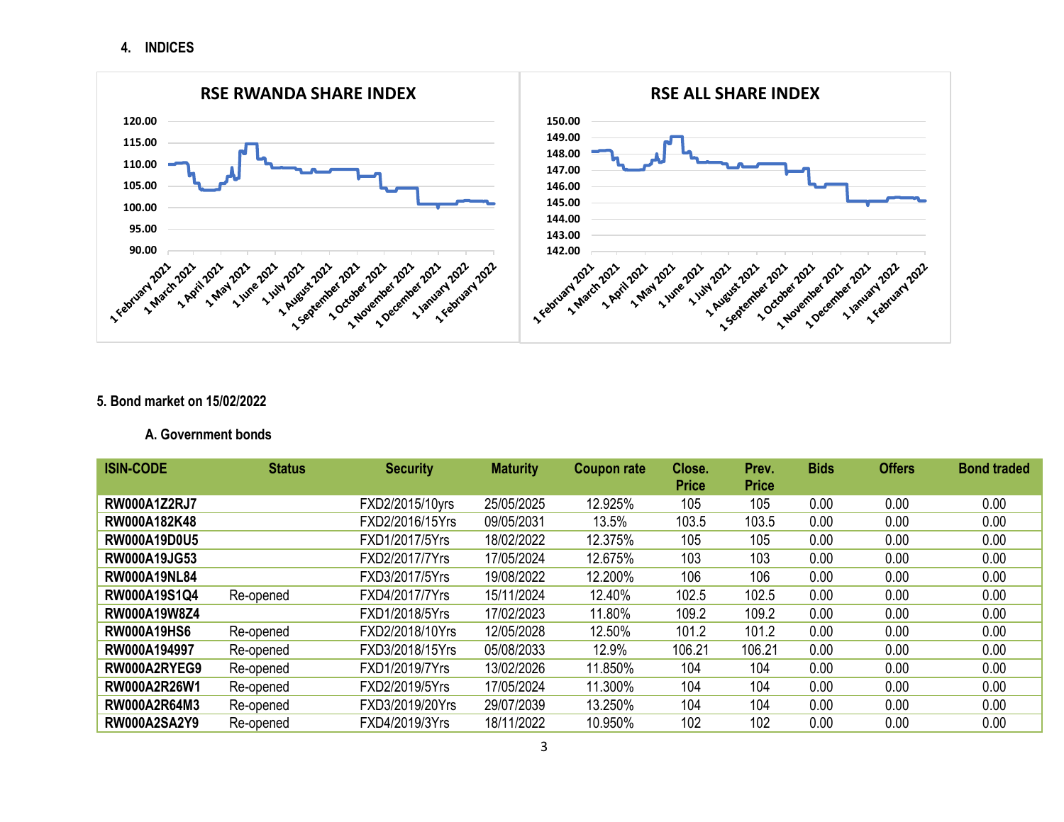## 4. INDICES

**RSE RWANDA SHARE INDEX**

**RSE ALL SHARE INDEX**

## 5. Bond market on 15/02/2022

### A. Government bonds

| ISIN-CODE | Status | Security | Maturity | Coupon rate | Close. Price | Prev. Price | Bids | Offers | Bond traded |
|---|---|---|---|---|---|---|---|---|---|
| **RW000A1Z2RJ7** | | FXD2/2015/10yrs | 25/05/2025 | 12.925% | 105 | 105 | 0.00 | 0.00 | 0.00 |
| **RW000A182K48** | | FXD2/2016/15Yrs | 09/05/2031 | 13.5% | 103.5 | 103.5 | 0.00 | 0.00 | 0.00 |
| **RW000A19D0U5** | | FXD1/2017/5Yrs | 18/02/2022 | 12.375% | 105 | 105 | 0.00 | 0.00 | 0.00 |
| **RW000A19JG53** | | FXD2/2017/7Yrs | 17/05/2024 | 12.675% | 103 | 103 | 0.00 | 0.00 | 0.00 |
| **RW000A19NL84** | | FXD3/2017/5Yrs | 19/08/2022 | 12.200% | 106 | 106 | 0.00 | 0.00 | 0.00 |
| **RW000A19S1Q4** | Re-opened | FXD4/2017/7Yrs | 15/11/2024 | 12.40% | 102.5 | 102.5 | 0.00 | 0.00 | 0.00 |
| **RW000A19W8Z4** | | FXD1/2018/5Yrs | 17/02/2023 | 11.80% | 109.2 | 109.2 | 0.00 | 0.00 | 0.00 |
| **RW000A19HS6** | Re-opened | FXD2/2018/10Yrs | 12/05/2028 | 12.50% | 101.2 | 101.2 | 0.00 | 0.00 | 0.00 |
| **RW000A194997** | Re-opened | FXD3/2018/15Yrs | 05/08/2033 | 12.9% | 106.21 | 106.21 | 0.00 | 0.00 | 0.00 |
| **RW000A2RYEG9** | Re-opened | FXD1/2019/7Yrs | 13/02/2026 | 11.850% | 104 | 104 | 0.00 | 0.00 | 0.00 |
| **RW000A2R26W1** | Re-opened | FXD2/2019/5Yrs | 17/05/2024 | 11.300% | 104 | 104 | 0.00 | 0.00 | 0.00 |
| **RW000A2R64M3** | Re-opened | FXD3/2019/20Yrs | 29/07/2039 | 13.250% | 104 | 104 | 0.00 | 0.00 | 0.00 |
| **RW000A2SA2Y9** | Re-opened | FXD4/2019/3Yrs | 18/11/2022 | 10.950% | 102 | 102 | 0.00 | 0.00 | 0.00 |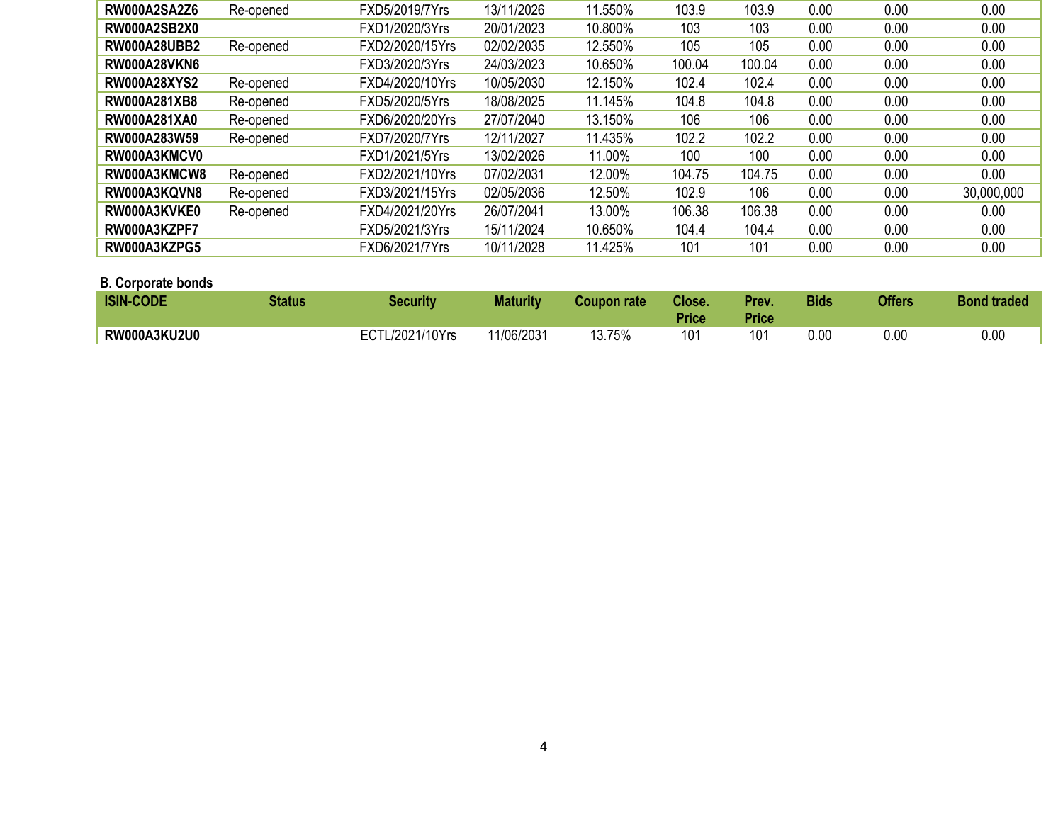| | | | | | | | | | |
|---|---|---|---|---|---|---|---|---|---|
| **RW000A2SA2Z6** | Re-opened | FXD5/2019/7Yrs | 13/11/2026 | 11.550% | 103.9 | 103.9 | 0.00 | 0.00 | 0.00 |
| **RW000A2SB2X0** | | FXD1/2020/3Yrs | 20/01/2023 | 10.800% | 103 | 103 | 0.00 | 0.00 | 0.00 |
| **RW000A28UBB2** | Re-opened | FXD2/2020/15Yrs | 02/02/2035 | 12.550% | 105 | 105 | 0.00 | 0.00 | 0.00 |
| **RW000A28VKN6** | | FXD3/2020/3Yrs | 24/03/2023 | 10.650% | 100.04 | 100.04 | 0.00 | 0.00 | 0.00 |
| **RW000A28XYS2** | Re-opened | FXD4/2020/10Yrs | 10/05/2030 | 12.150% | 102.4 | 102.4 | 0.00 | 0.00 | 0.00 |
| **RW000A281XB8** | Re-opened | FXD5/2020/5Yrs | 18/08/2025 | 11.145% | 104.8 | 104.8 | 0.00 | 0.00 | 0.00 |
| **RW000A281XA0** | Re-opened | FXD6/2020/20Yrs | 27/07/2040 | 13.150% | 106 | 106 | 0.00 | 0.00 | 0.00 |
| **RW000A283W59** | Re-opened | FXD7/2020/7Yrs | 12/11/2027 | 11.435% | 102.2 | 102.2 | 0.00 | 0.00 | 0.00 |
| **RW000A3KMCV0** | | FXD1/2021/5Yrs | 13/02/2026 | 11.00% | 100 | 100 | 0.00 | 0.00 | 0.00 |
| **RW000A3KMCW8** | Re-opened | FXD2/2021/10Yrs | 07/02/2031 | 12.00% | 104.75 | 104.75 | 0.00 | 0.00 | 0.00 |
| **RW000A3KQVN8** | Re-opened | FXD3/2021/15Yrs | 02/05/2036 | 12.50% | 102.9 | 106 | 0.00 | 0.00 | 30,000,000 |
| **RW000A3KVKE0** | Re-opened | FXD4/2021/20Yrs | 26/07/2041 | 13.00% | 106.38 | 106.38 | 0.00 | 0.00 | 0.00 |
| **RW000A3KZPF7** | | FXD5/2021/3Yrs | 15/11/2024 | 10.650% | 104.4 | 104.4 | 0.00 | 0.00 | 0.00 |
| **RW000A3KZPG5** | | FXD6/2021/7Yrs | 10/11/2028 | 11.425% | 101 | 101 | 0.00 | 0.00 | 0.00 |

**B. Corporate bonds**

| ISIN-CODE | Status | Security | Maturity | Coupon rate | Close. Price | Prev. Price | Bids | Offers | Bond traded |
|---|---|---|---|---|---|---|---|---|---|
| **RW000A3KU2U0** | | ECTL/2021/10Yrs | 11/06/2031 | 13.75% | 101 | 101 | 0.00 | 0.00 | 0.00 |